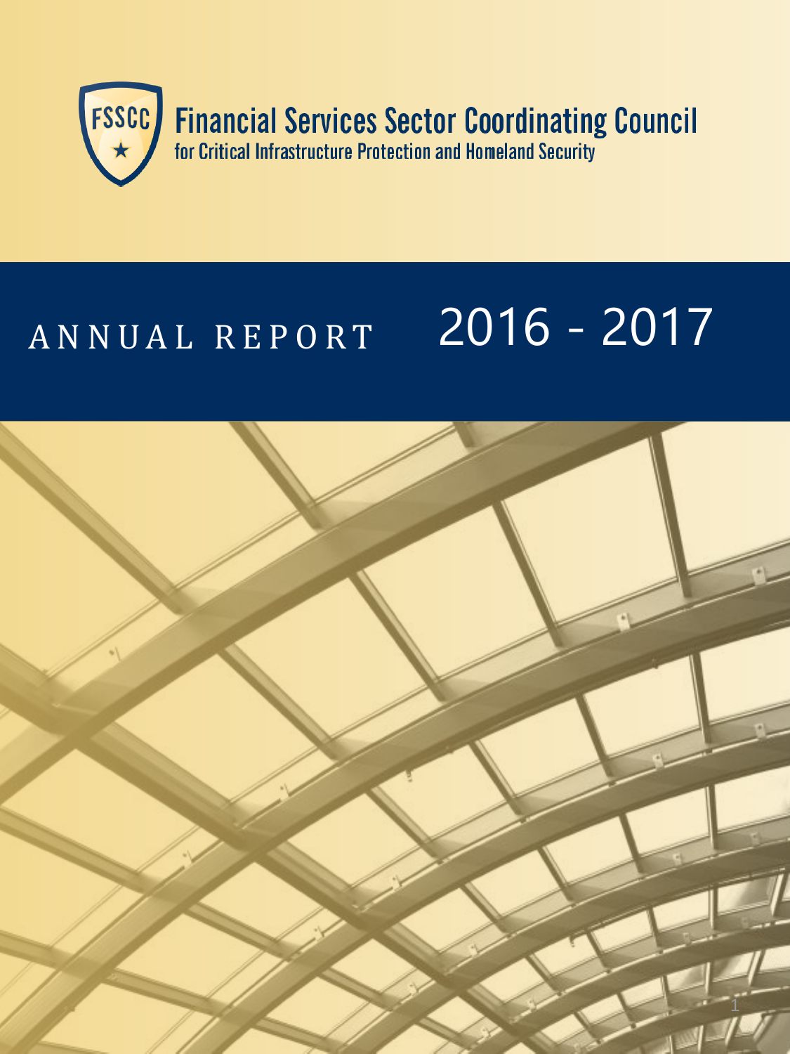FSSCC

# Financial Services Sector Coordinating Council

for Critical Infrastructure Protection and Homeland Security

# ANNUAL REPORT 2016 - 2017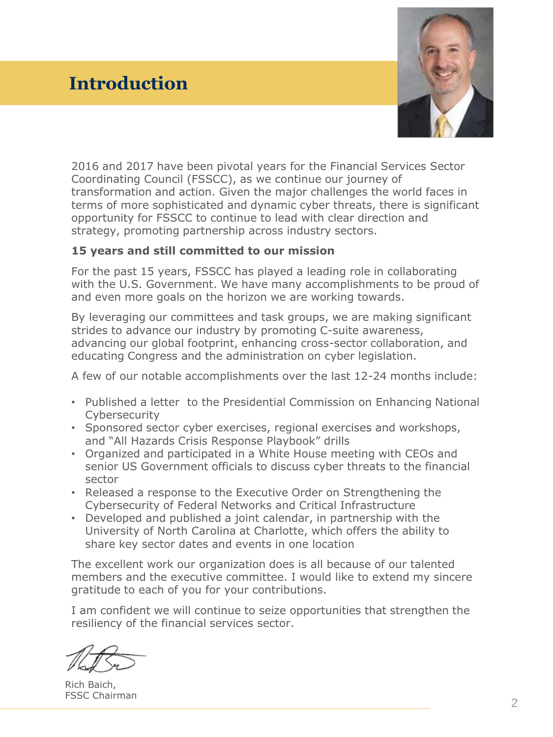# Introduction

2016 and 2017 have been pivotal years for the Financial Services Sector Coordinating Council (FSSCC), as we continue our journey of transformation and action. Given the major challenges the world faces in terms of more sophisticated and dynamic cyber threats, there is significant opportunity for FSSCC to continue to lead with clear direction and strategy, promoting partnership across industry sectors.

**15 years and still committed to our mission**

For the past 15 years, FSSCC has played a leading role in collaborating with the U.S. Government. We have many accomplishments to be proud of and even more goals on the horizon we are working towards.

By leveraging our committees and task groups, we are making significant strides to advance our industry by promoting C-suite awareness, advancing our global footprint, enhancing cross-sector collaboration, and educating Congress and the administration on cyber legislation.

A few of our notable accomplishments over the last 12-24 months include:

- Published a letter to the Presidential Commission on Enhancing National Cybersecurity
- Sponsored sector cyber exercises, regional exercises and workshops, and "All Hazards Crisis Response Playbook" drills
- Organized and participated in a White House meeting with CEOs and senior US Government officials to discuss cyber threats to the financial sector
- Released a response to the Executive Order on Strengthening the Cybersecurity of Federal Networks and Critical Infrastructure
- Developed and published a joint calendar, in partnership with the University of North Carolina at Charlotte, which offers the ability to share key sector dates and events in one location

The excellent work our organization does is all because of our talented members and the executive committee. I would like to extend my sincere gratitude to each of you for your contributions.

I am confident we will continue to seize opportunities that strengthen the resiliency of the financial services sector.

Rich Baich,
FSSC Chairman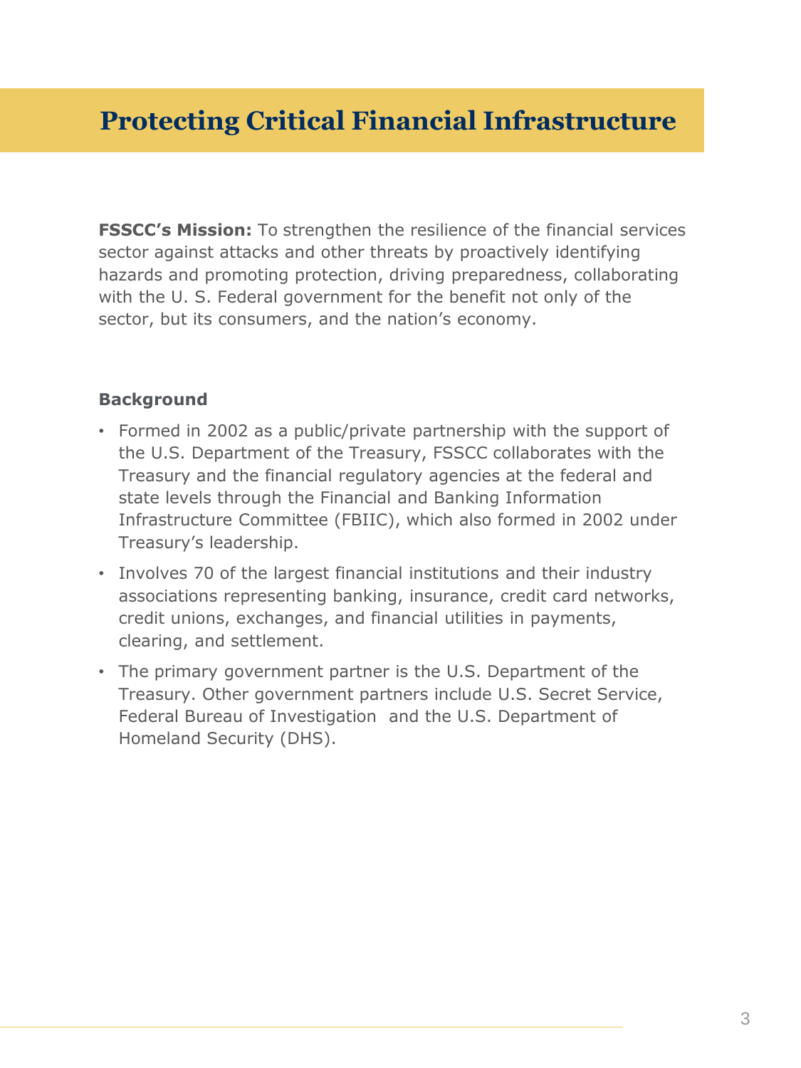# Protecting Critical Financial Infrastructure

**FSSCC's Mission:** To strengthen the resilience of the financial services sector against attacks and other threats by proactively identifying hazards and promoting protection, driving preparedness, collaborating with the U. S. Federal government for the benefit not only of the sector, but its consumers, and the nation's economy.

**Background**

- Formed in 2002 as a public/private partnership with the support of the U.S. Department of the Treasury, FSSCC collaborates with the Treasury and the financial regulatory agencies at the federal and state levels through the Financial and Banking Information Infrastructure Committee (FBIIC), which also formed in 2002 under Treasury's leadership.
- Involves 70 of the largest financial institutions and their industry associations representing banking, insurance, credit card networks, credit unions, exchanges, and financial utilities in payments, clearing, and settlement.
- The primary government partner is the U.S. Department of the Treasury. Other government partners include U.S. Secret Service, Federal Bureau of Investigation and the U.S. Department of Homeland Security (DHS).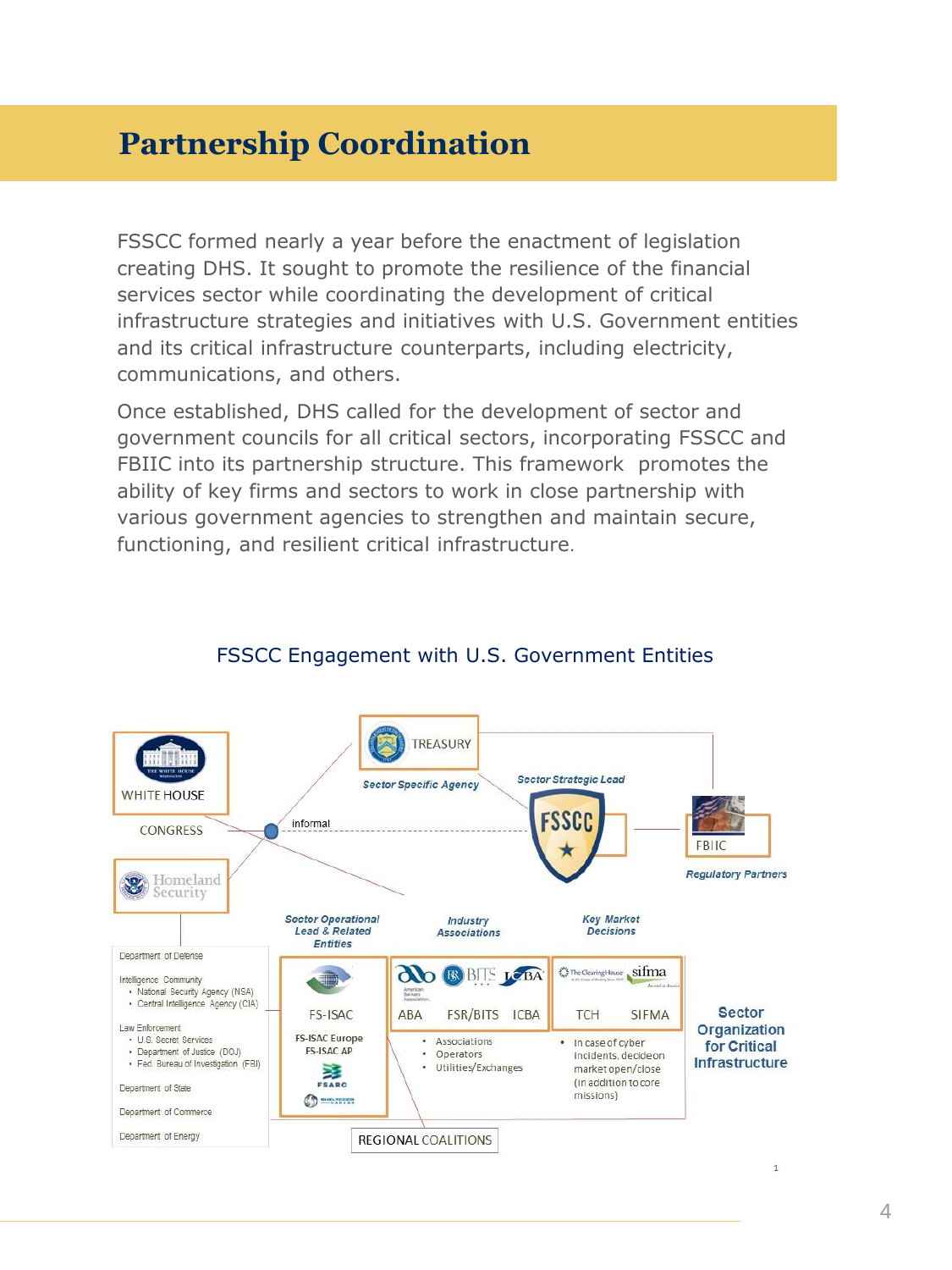# Partnership Coordination

FSSCC formed nearly a year before the enactment of legislation creating DHS. It sought to promote the resilience of the financial services sector while coordinating the development of critical infrastructure strategies and initiatives with U.S. Government entities and its critical infrastructure counterparts, including electricity, communications, and others.

Once established, DHS called for the development of sector and government councils for all critical sectors, incorporating FSSCC and FBIIC into its partnership structure. This framework promotes the ability of key firms and sectors to work in close partnership with various government agencies to strengthen and maintain secure, functioning, and resilient critical infrastructure.

## FSSCC Engagement with U.S. Government Entities

WHITE HOUSE

CONGRESS

Homeland Security

informal

TREASURY

*Sector Specific Agency*

*Sector Strategic Lead*

FSSCC

FBIIC

*Regulatory Partners*

Department of Defense

Intelligence Community
- National Security Agency (NSA)
- Central Intelligence Agency (CIA)

Law Enforcement
- U.S. Secret Services
- Department of Justice (DOJ)
- Fed. Bureau of Investigation (FBI)

Department of State

Department of Commerce

Department of Energy

*Sector Operational Lead & Related Entities*

FS-ISAC

FS-ISAC Europe
FS-ISAC AP

FSARC

*Industry Associations*

ABA FSR/BITS ICBA

- Associations
- Operators
- Utilities/Exchanges

*Key Market Decisions*

TCH SIFMA

- In case of cyber incidents, decide on market open/close (in addition to core missions)

**Sector Organization for Critical Infrastructure**

REGIONAL COALITIONS

1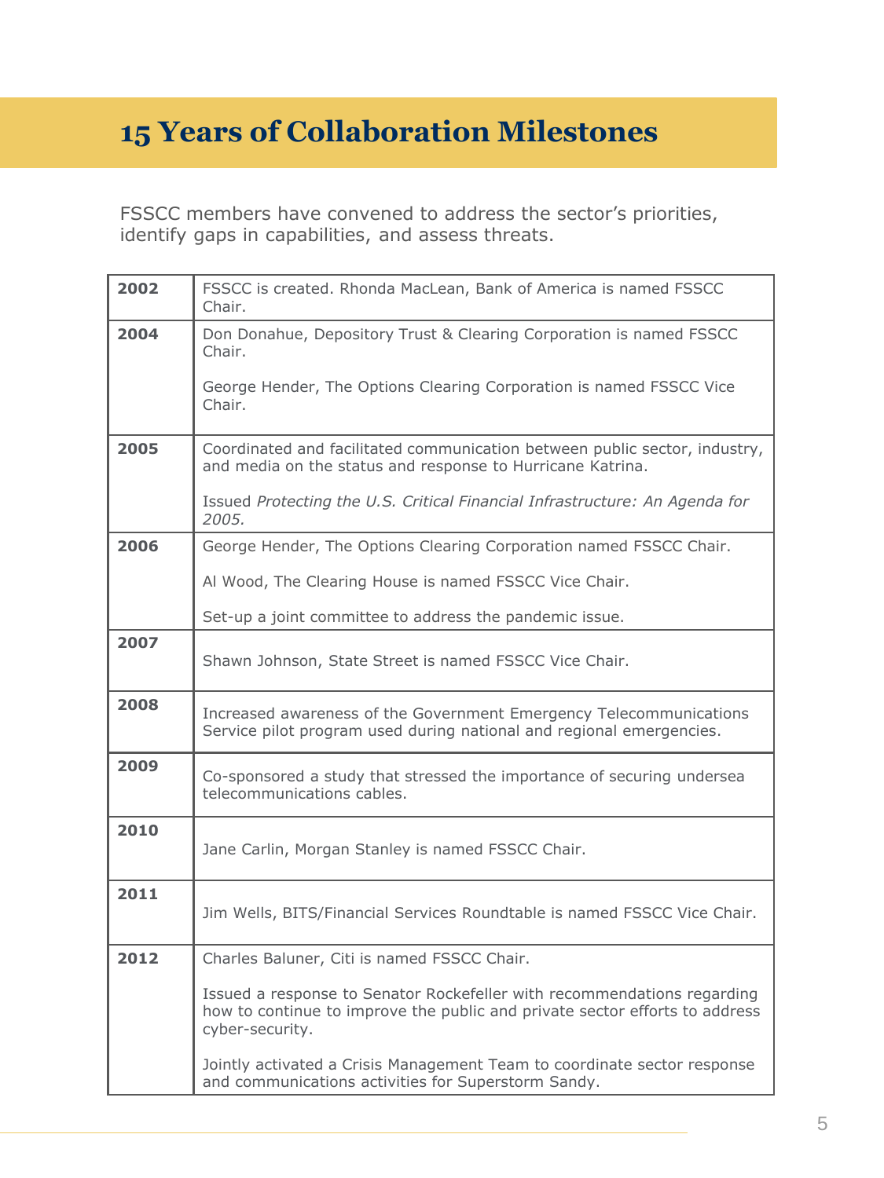# 15 Years of Collaboration Milestones

FSSCC members have convened to address the sector's priorities, identify gaps in capabilities, and assess threats.

| Year | Milestone |
|---|---|
| **2002** | FSSCC is created. Rhonda MacLean, Bank of America is named FSSCC Chair. |
| **2004** | Don Donahue, Depository Trust & Clearing Corporation is named FSSCC Chair.<br><br>George Hender, The Options Clearing Corporation is named FSSCC Vice Chair. |
| **2005** | Coordinated and facilitated communication between public sector, industry, and media on the status and response to Hurricane Katrina.<br><br>Issued *Protecting the U.S. Critical Financial Infrastructure: An Agenda for 2005.* |
| **2006** | George Hender, The Options Clearing Corporation named FSSCC Chair.<br><br>Al Wood, The Clearing House is named FSSCC Vice Chair.<br><br>Set-up a joint committee to address the pandemic issue. |
| **2007** | Shawn Johnson, State Street is named FSSCC Vice Chair. |
| **2008** | Increased awareness of the Government Emergency Telecommunications Service pilot program used during national and regional emergencies. |
| **2009** | Co-sponsored a study that stressed the importance of securing undersea telecommunications cables. |
| **2010** | Jane Carlin, Morgan Stanley is named FSSCC Chair. |
| **2011** | Jim Wells, BITS/Financial Services Roundtable is named FSSCC Vice Chair. |
| **2012** | Charles Baluner, Citi is named FSSCC Chair.<br><br>Issued a response to Senator Rockefeller with recommendations regarding how to continue to improve the public and private sector efforts to address cyber-security.<br><br>Jointly activated a Crisis Management Team to coordinate sector response and communications activities for Superstorm Sandy. |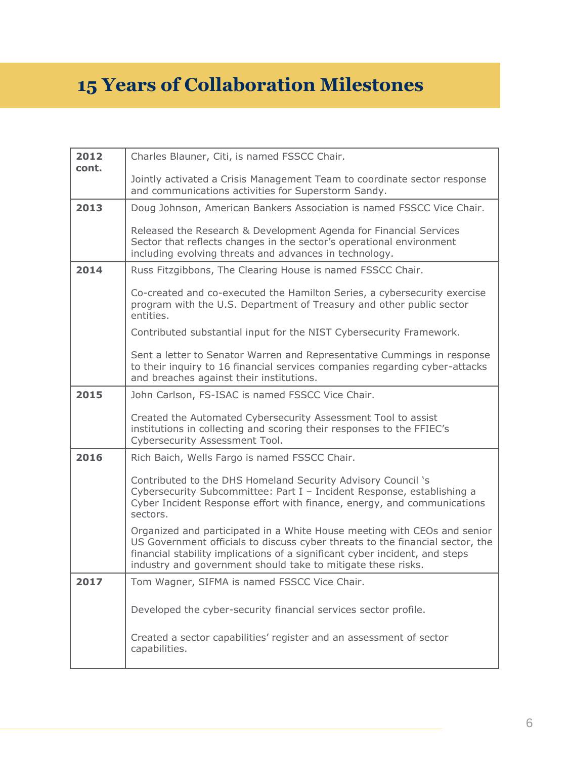# 15 Years of Collaboration Milestones

| | |
|---|---|
| **2012 cont.** | Charles Blauner, Citi, is named FSSCC Chair.<br><br>Jointly activated a Crisis Management Team to coordinate sector response and communications activities for Superstorm Sandy. |
| **2013** | Doug Johnson, American Bankers Association is named FSSCC Vice Chair.<br><br>Released the Research & Development Agenda for Financial Services Sector that reflects changes in the sector's operational environment including evolving threats and advances in technology. |
| **2014** | Russ Fitzgibbons, The Clearing House is named FSSCC Chair.<br><br>Co-created and co-executed the Hamilton Series, a cybersecurity exercise program with the U.S. Department of Treasury and other public sector entities.<br><br>Contributed substantial input for the NIST Cybersecurity Framework.<br><br>Sent a letter to Senator Warren and Representative Cummings in response to their inquiry to 16 financial services companies regarding cyber-attacks and breaches against their institutions. |
| **2015** | John Carlson, FS-ISAC is named FSSCC Vice Chair.<br><br>Created the Automated Cybersecurity Assessment Tool to assist institutions in collecting and scoring their responses to the FFIEC's Cybersecurity Assessment Tool. |
| **2016** | Rich Baich, Wells Fargo is named FSSCC Chair.<br><br>Contributed to the DHS Homeland Security Advisory Council 's Cybersecurity Subcommittee: Part I – Incident Response, establishing a Cyber Incident Response effort with finance, energy, and communications sectors.<br><br>Organized and participated in a White House meeting with CEOs and senior US Government officials to discuss cyber threats to the financial sector, the financial stability implications of a significant cyber incident, and steps industry and government should take to mitigate these risks. |
| **2017** | Tom Wagner, SIFMA is named FSSCC Vice Chair.<br><br>Developed the cyber-security financial services sector profile.<br><br>Created a sector capabilities' register and an assessment of sector capabilities. |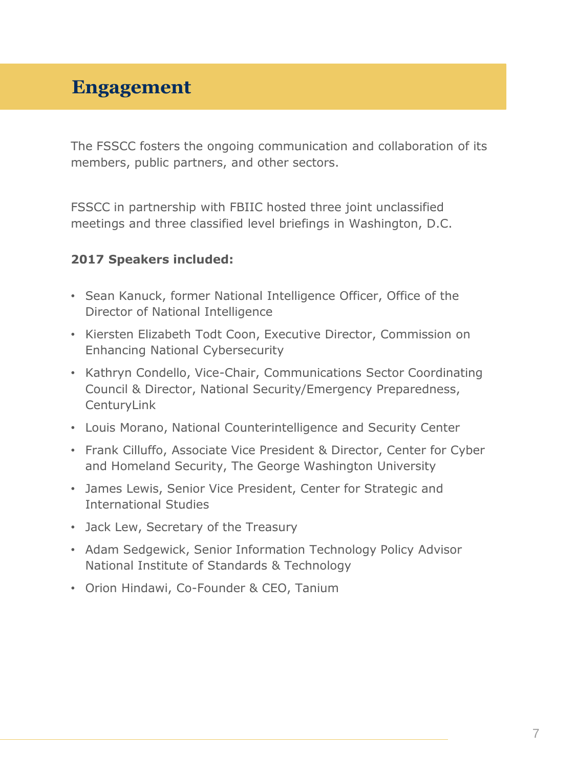# Engagement

The FSSCC fosters the ongoing communication and collaboration of its members, public partners, and other sectors.

FSSCC in partnership with FBIIC hosted three joint unclassified meetings and three classified level briefings in Washington, D.C.

**2017 Speakers included:**

- Sean Kanuck, former National Intelligence Officer, Office of the Director of National Intelligence
- Kiersten Elizabeth Todt Coon, Executive Director, Commission on Enhancing National Cybersecurity
- Kathryn Condello, Vice-Chair, Communications Sector Coordinating Council & Director, National Security/Emergency Preparedness, CenturyLink
- Louis Morano, National Counterintelligence and Security Center
- Frank Cilluffo, Associate Vice President & Director, Center for Cyber and Homeland Security, The George Washington University
- James Lewis, Senior Vice President, Center for Strategic and International Studies
- Jack Lew, Secretary of the Treasury
- Adam Sedgewick, Senior Information Technology Policy Advisor National Institute of Standards & Technology
- Orion Hindawi, Co-Founder & CEO, Tanium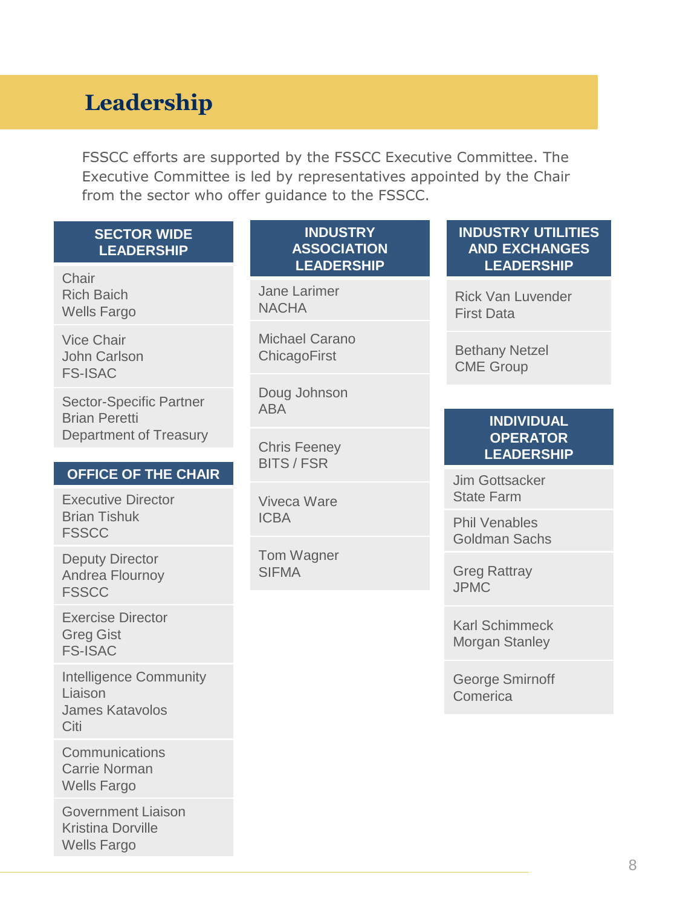# Leadership

FSSCC efforts are supported by the FSSCC Executive Committee. The Executive Committee is led by representatives appointed by the Chair from the sector who offer guidance to the FSSCC.

## SECTOR WIDE LEADERSHIP

Chair
Rich Baich
Wells Fargo

Vice Chair
John Carlson
FS-ISAC

Sector-Specific Partner
Brian Peretti
Department of Treasury

## OFFICE OF THE CHAIR

Executive Director
Brian Tishuk
FSSCC

Deputy Director
Andrea Flournoy
FSSCC

Exercise Director
Greg Gist
FS-ISAC

Intelligence Community Liaison
James Katavolos
Citi

Communications
Carrie Norman
Wells Fargo

Government Liaison
Kristina Dorville
Wells Fargo

## INDUSTRY ASSOCIATION LEADERSHIP

Jane Larimer
NACHA

Michael Carano
ChicagoFirst

Doug Johnson
ABA

Chris Feeney
BITS / FSR

Viveca Ware
ICBA

Tom Wagner
SIFMA

## INDUSTRY UTILITIES AND EXCHANGES LEADERSHIP

Rick Van Luvender
First Data

Bethany Netzel
CME Group

## INDIVIDUAL OPERATOR LEADERSHIP

Jim Gottsacker
State Farm

Phil Venables
Goldman Sachs

Greg Rattray
JPMC

Karl Schimmeck
Morgan Stanley

George Smirnoff
Comerica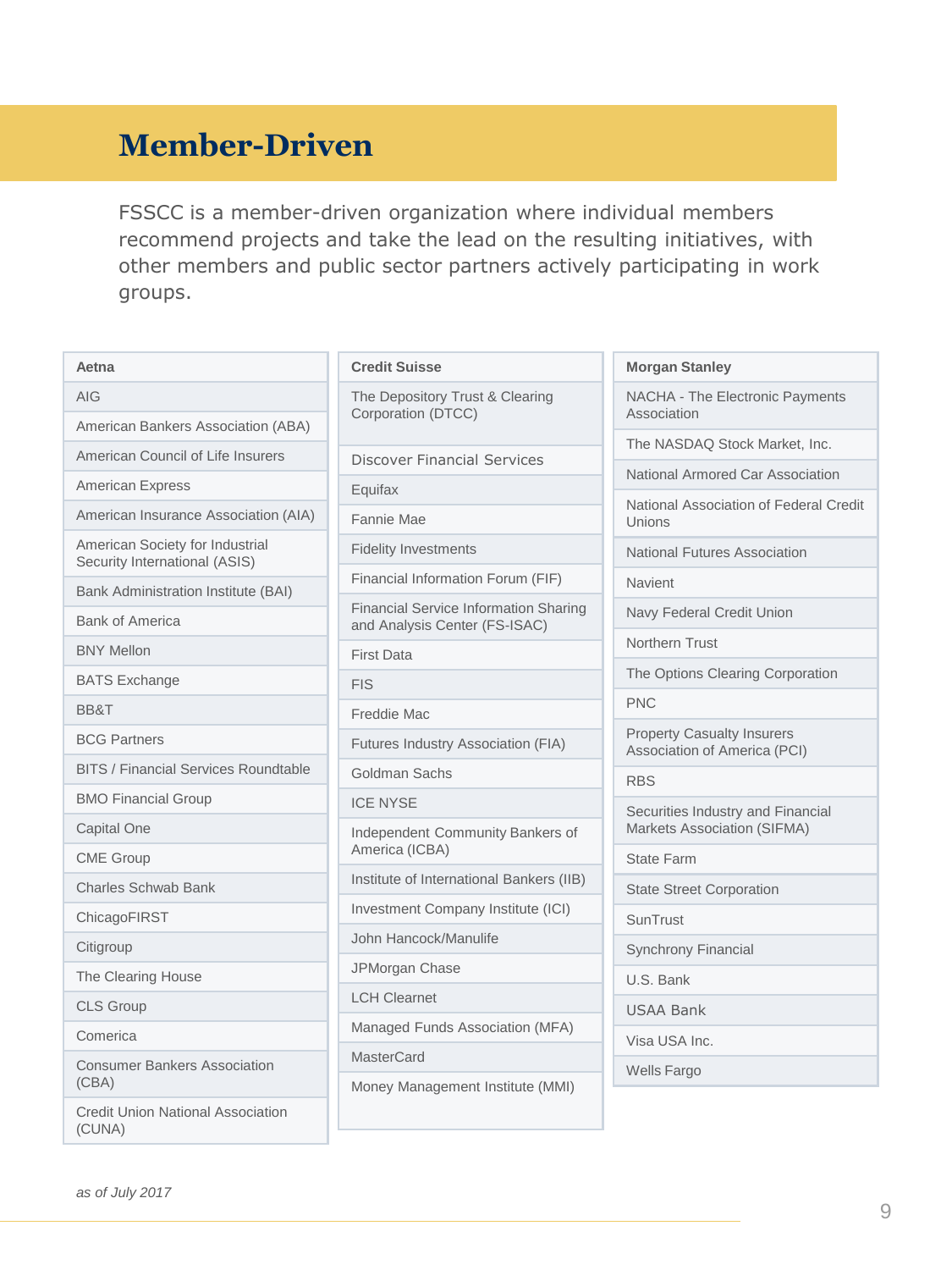# Member-Driven

FSSCC is a member-driven organization where individual members recommend projects and take the lead on the resulting initiatives, with other members and public sector partners actively participating in work groups.

- Aetna
- AIG
- American Bankers Association (ABA)
- American Council of Life Insurers
- American Express
- American Insurance Association (AIA)
- American Society for Industrial Security International (ASIS)
- Bank Administration Institute (BAI)
- Bank of America
- BNY Mellon
- BATS Exchange
- BB&T
- BCG Partners
- BITS / Financial Services Roundtable
- BMO Financial Group
- Capital One
- CME Group
- Charles Schwab Bank
- ChicagoFIRST
- Citigroup
- The Clearing House
- CLS Group
- Comerica
- Consumer Bankers Association (CBA)
- Credit Union National Association (CUNA)
- Credit Suisse
- The Depository Trust & Clearing Corporation (DTCC)
- Discover Financial Services
- Equifax
- Fannie Mae
- Fidelity Investments
- Financial Information Forum (FIF)
- Financial Service Information Sharing and Analysis Center (FS-ISAC)
- First Data
- FIS
- Freddie Mac
- Futures Industry Association (FIA)
- Goldman Sachs
- ICE NYSE
- Independent Community Bankers of America (ICBA)
- Institute of International Bankers (IIB)
- Investment Company Institute (ICI)
- John Hancock/Manulife
- JPMorgan Chase
- LCH Clearnet
- Managed Funds Association (MFA)
- MasterCard
- Money Management Institute (MMI)
- Morgan Stanley
- NACHA - The Electronic Payments Association
- The NASDAQ Stock Market, Inc.
- National Armored Car Association
- National Association of Federal Credit Unions
- National Futures Association
- Navient
- Navy Federal Credit Union
- Northern Trust
- The Options Clearing Corporation
- PNC
- Property Casualty Insurers Association of America (PCI)
- RBS
- Securities Industry and Financial Markets Association (SIFMA)
- State Farm
- State Street Corporation
- SunTrust
- Synchrony Financial
- U.S. Bank
- USAA Bank
- Visa USA Inc.
- Wells Fargo

*as of July 2017*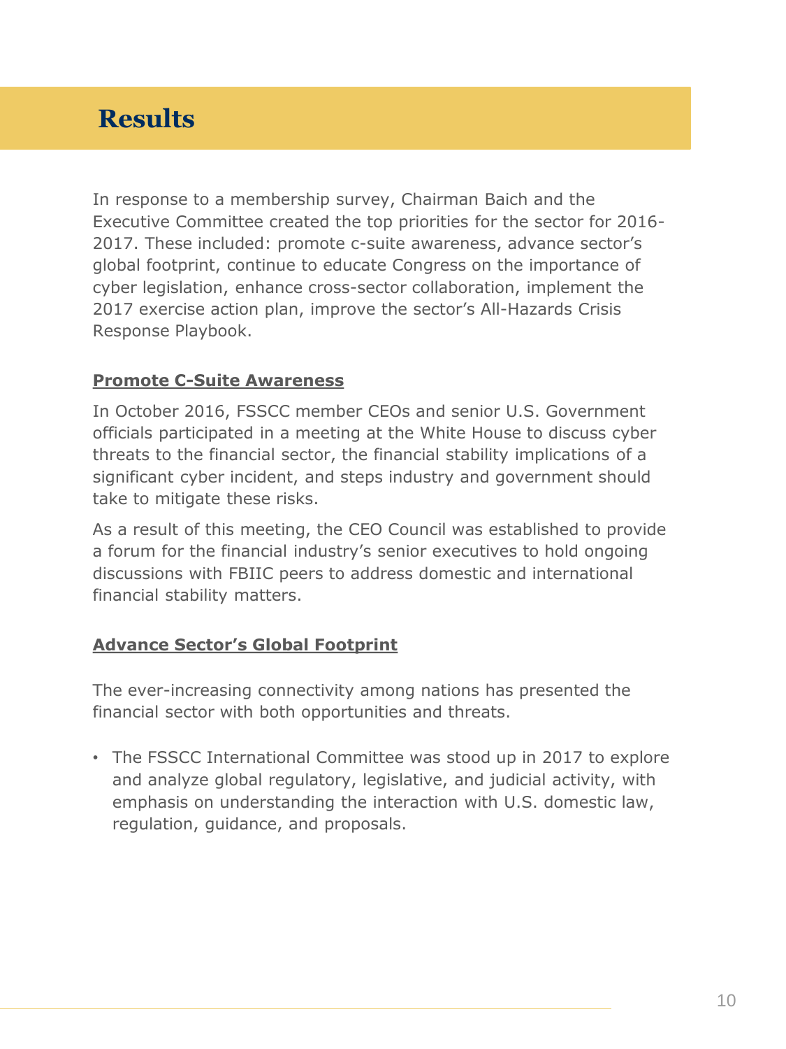# Results

In response to a membership survey, Chairman Baich and the Executive Committee created the top priorities for the sector for 2016-2017. These included: promote c-suite awareness, advance sector's global footprint, continue to educate Congress on the importance of cyber legislation, enhance cross-sector collaboration, implement the 2017 exercise action plan, improve the sector's All-Hazards Crisis Response Playbook.

## Promote C-Suite Awareness

In October 2016, FSSCC member CEOs and senior U.S. Government officials participated in a meeting at the White House to discuss cyber threats to the financial sector, the financial stability implications of a significant cyber incident, and steps industry and government should take to mitigate these risks.

As a result of this meeting, the CEO Council was established to provide a forum for the financial industry's senior executives to hold ongoing discussions with FBIIC peers to address domestic and international financial stability matters.

## Advance Sector's Global Footprint

The ever-increasing connectivity among nations has presented the financial sector with both opportunities and threats.

- The FSSCC International Committee was stood up in 2017 to explore and analyze global regulatory, legislative, and judicial activity, with emphasis on understanding the interaction with U.S. domestic law, regulation, guidance, and proposals.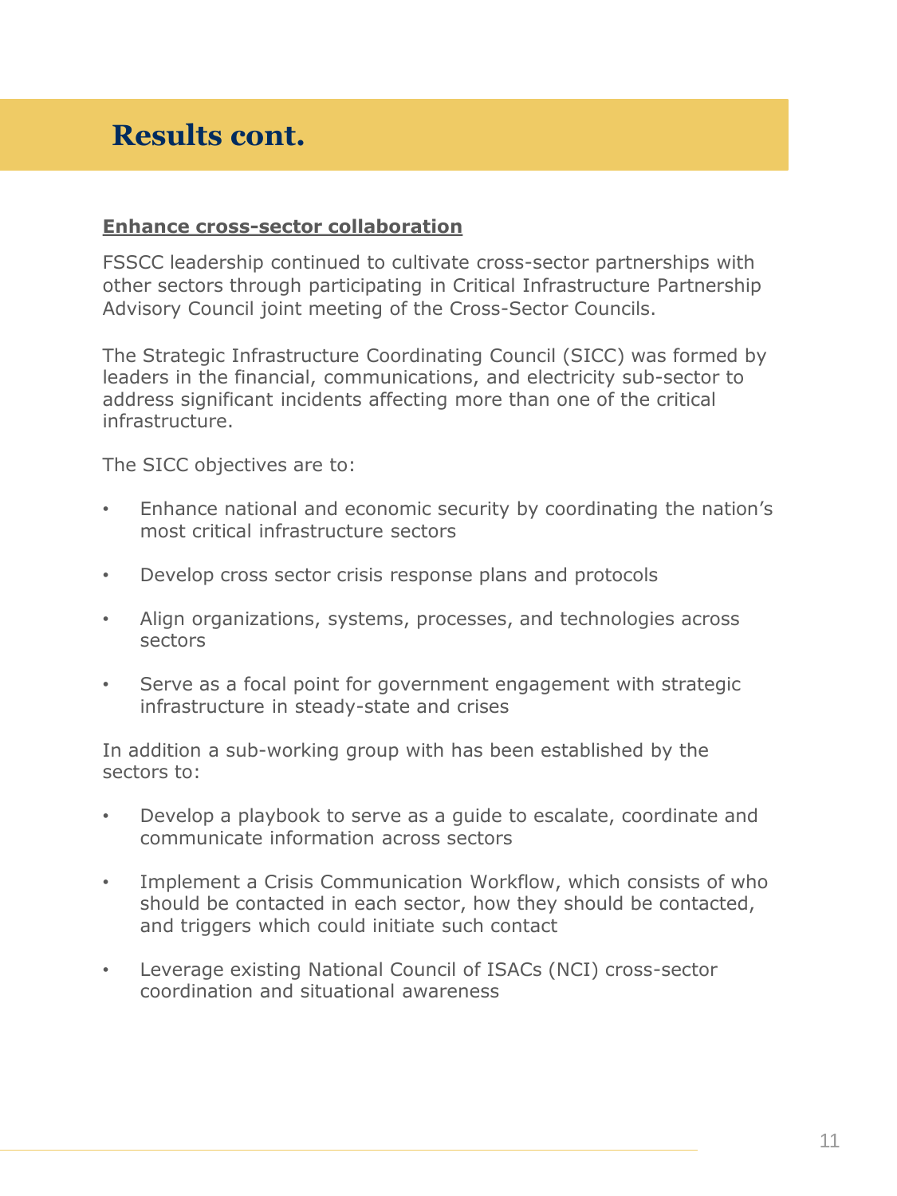# Results cont.

**Enhance cross-sector collaboration**

FSSCC leadership continued to cultivate cross-sector partnerships with other sectors through participating in Critical Infrastructure Partnership Advisory Council joint meeting of the Cross-Sector Councils.

The Strategic Infrastructure Coordinating Council (SICC) was formed by leaders in the financial, communications, and electricity sub-sector to address significant incidents affecting more than one of the critical infrastructure.

The SICC objectives are to:

- Enhance national and economic security by coordinating the nation's most critical infrastructure sectors
- Develop cross sector crisis response plans and protocols
- Align organizations, systems, processes, and technologies across sectors
- Serve as a focal point for government engagement with strategic infrastructure in steady-state and crises

In addition a sub-working group with has been established by the sectors to:

- Develop a playbook to serve as a guide to escalate, coordinate and communicate information across sectors
- Implement a Crisis Communication Workflow, which consists of who should be contacted in each sector, how they should be contacted, and triggers which could initiate such contact
- Leverage existing National Council of ISACs (NCI) cross-sector coordination and situational awareness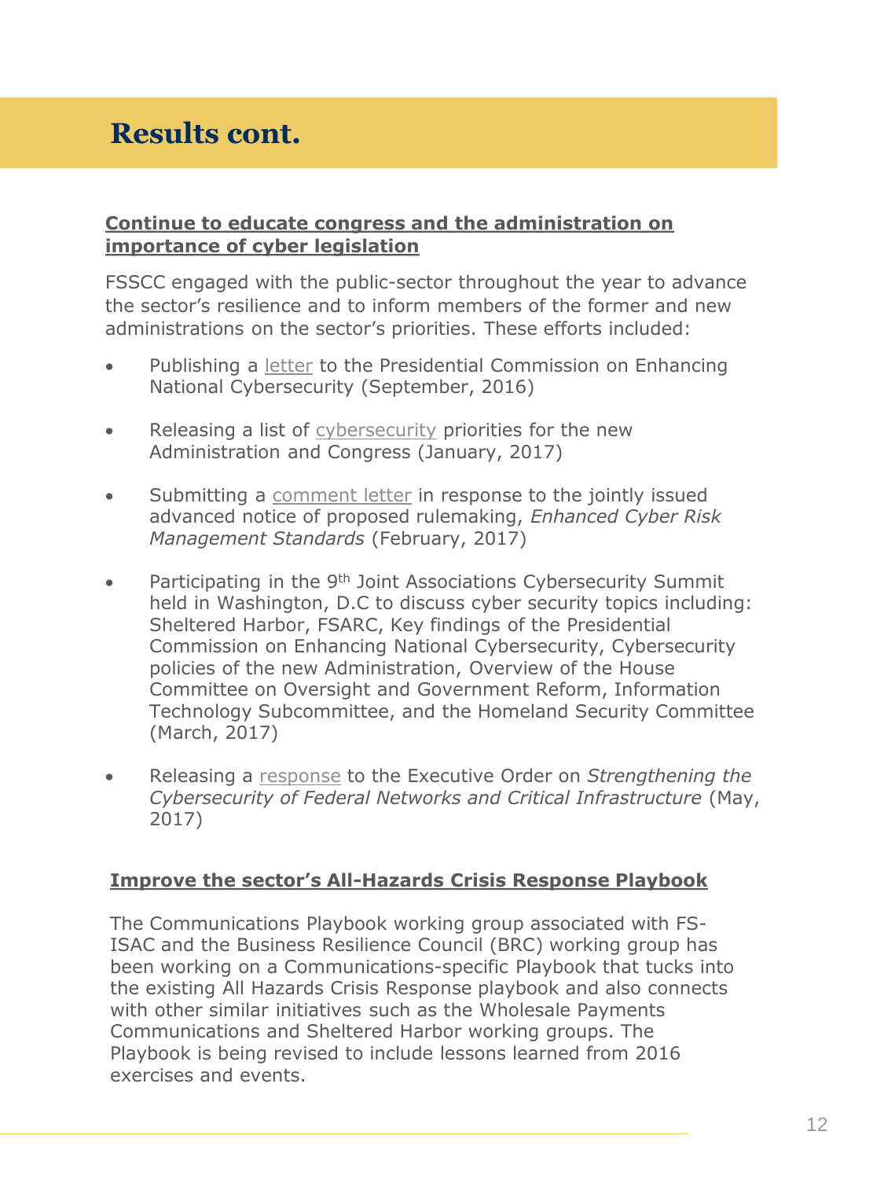## Results cont.

**Continue to educate congress and the administration on importance of cyber legislation**

FSSCC engaged with the public-sector throughout the year to advance the sector's resilience and to inform members of the former and new administrations on the sector's priorities. These efforts included:

- Publishing a letter to the Presidential Commission on Enhancing National Cybersecurity (September, 2016)
- Releasing a list of cybersecurity priorities for the new Administration and Congress (January, 2017)
- Submitting a comment letter in response to the jointly issued advanced notice of proposed rulemaking, *Enhanced Cyber Risk Management Standards* (February, 2017)
- Participating in the 9th Joint Associations Cybersecurity Summit held in Washington, D.C to discuss cyber security topics including: Sheltered Harbor, FSARC, Key findings of the Presidential Commission on Enhancing National Cybersecurity, Cybersecurity policies of the new Administration, Overview of the House Committee on Oversight and Government Reform, Information Technology Subcommittee, and the Homeland Security Committee (March, 2017)
- Releasing a response to the Executive Order on *Strengthening the Cybersecurity of Federal Networks and Critical Infrastructure* (May, 2017)

**Improve the sector's All-Hazards Crisis Response Playbook**

The Communications Playbook working group associated with FS-ISAC and the Business Resilience Council (BRC) working group has been working on a Communications-specific Playbook that tucks into the existing All Hazards Crisis Response playbook and also connects with other similar initiatives such as the Wholesale Payments Communications and Sheltered Harbor working groups. The Playbook is being revised to include lessons learned from 2016 exercises and events.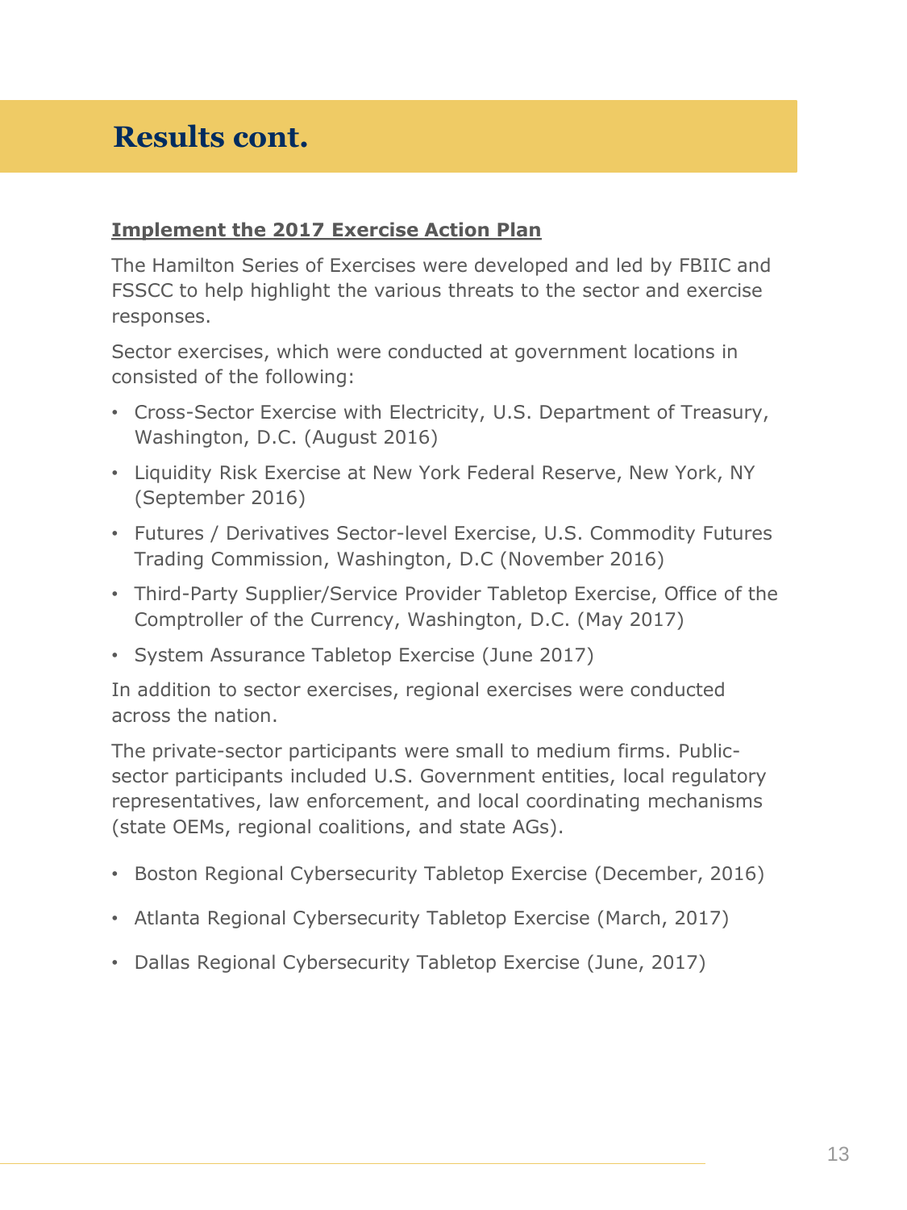# Results cont.

**Implement the 2017 Exercise Action Plan**

The Hamilton Series of Exercises were developed and led by FBIIC and FSSCC to help highlight the various threats to the sector and exercise responses.

Sector exercises, which were conducted at government locations in consisted of the following:

- Cross-Sector Exercise with Electricity, U.S. Department of Treasury, Washington, D.C. (August 2016)
- Liquidity Risk Exercise at New York Federal Reserve, New York, NY (September 2016)
- Futures / Derivatives Sector-level Exercise, U.S. Commodity Futures Trading Commission, Washington, D.C (November 2016)
- Third-Party Supplier/Service Provider Tabletop Exercise, Office of the Comptroller of the Currency, Washington, D.C. (May 2017)
- System Assurance Tabletop Exercise (June 2017)

In addition to sector exercises, regional exercises were conducted across the nation.

The private-sector participants were small to medium firms. Public-sector participants included U.S. Government entities, local regulatory representatives, law enforcement, and local coordinating mechanisms (state OEMs, regional coalitions, and state AGs).

- Boston Regional Cybersecurity Tabletop Exercise (December, 2016)
- Atlanta Regional Cybersecurity Tabletop Exercise (March, 2017)
- Dallas Regional Cybersecurity Tabletop Exercise (June, 2017)